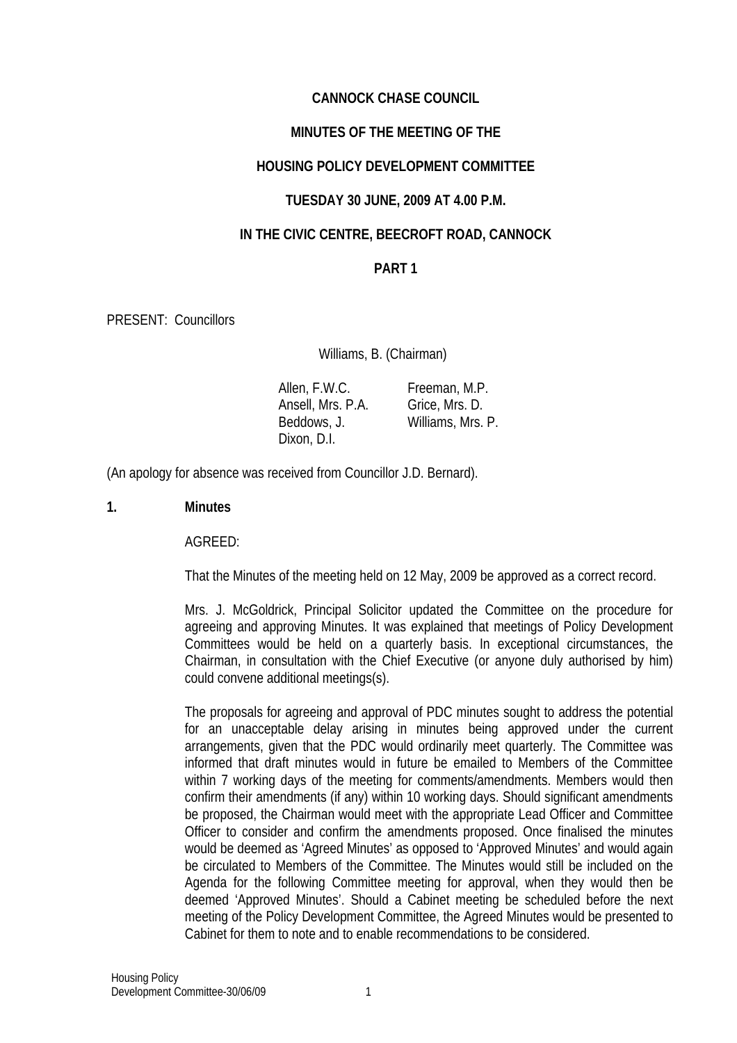# CANNOCK CHASE COUNCIL

## MINUTES OF THE MEETING OF THE

## HOUSING POLICY DEVELOPMENT COMMITTEE

## TUESDAY 30 JUNE, 2009 AT 4.00 P.M.

## IN THE CIVIC CENTRE, BEECROFT ROAD, CANNOCK

## PART 1

PRESENT: Councillors

Williams, B. (Chairman)

| | |
|---|---|
| Allen, F.W.C. | Freeman, M.P. |
| Ansell, Mrs. P.A. | Grice, Mrs. D. |
| Beddows, J. | Williams, Mrs. P. |
| Dixon, D.I. | |

(An apology for absence was received from Councillor J.D. Bernard).

**1. Minutes**

AGREED:

That the Minutes of the meeting held on 12 May, 2009 be approved as a correct record.

Mrs. J. McGoldrick, Principal Solicitor updated the Committee on the procedure for agreeing and approving Minutes. It was explained that meetings of Policy Development Committees would be held on a quarterly basis. In exceptional circumstances, the Chairman, in consultation with the Chief Executive (or anyone duly authorised by him) could convene additional meetings(s).

The proposals for agreeing and approval of PDC minutes sought to address the potential for an unacceptable delay arising in minutes being approved under the current arrangements, given that the PDC would ordinarily meet quarterly. The Committee was informed that draft minutes would in future be emailed to Members of the Committee within 7 working days of the meeting for comments/amendments. Members would then confirm their amendments (if any) within 10 working days. Should significant amendments be proposed, the Chairman would meet with the appropriate Lead Officer and Committee Officer to consider and confirm the amendments proposed. Once finalised the minutes would be deemed as 'Agreed Minutes' as opposed to 'Approved Minutes' and would again be circulated to Members of the Committee. The Minutes would still be included on the Agenda for the following Committee meeting for approval, when they would then be deemed 'Approved Minutes'. Should a Cabinet meeting be scheduled before the next meeting of the Policy Development Committee, the Agreed Minutes would be presented to Cabinet for them to note and to enable recommendations to be considered.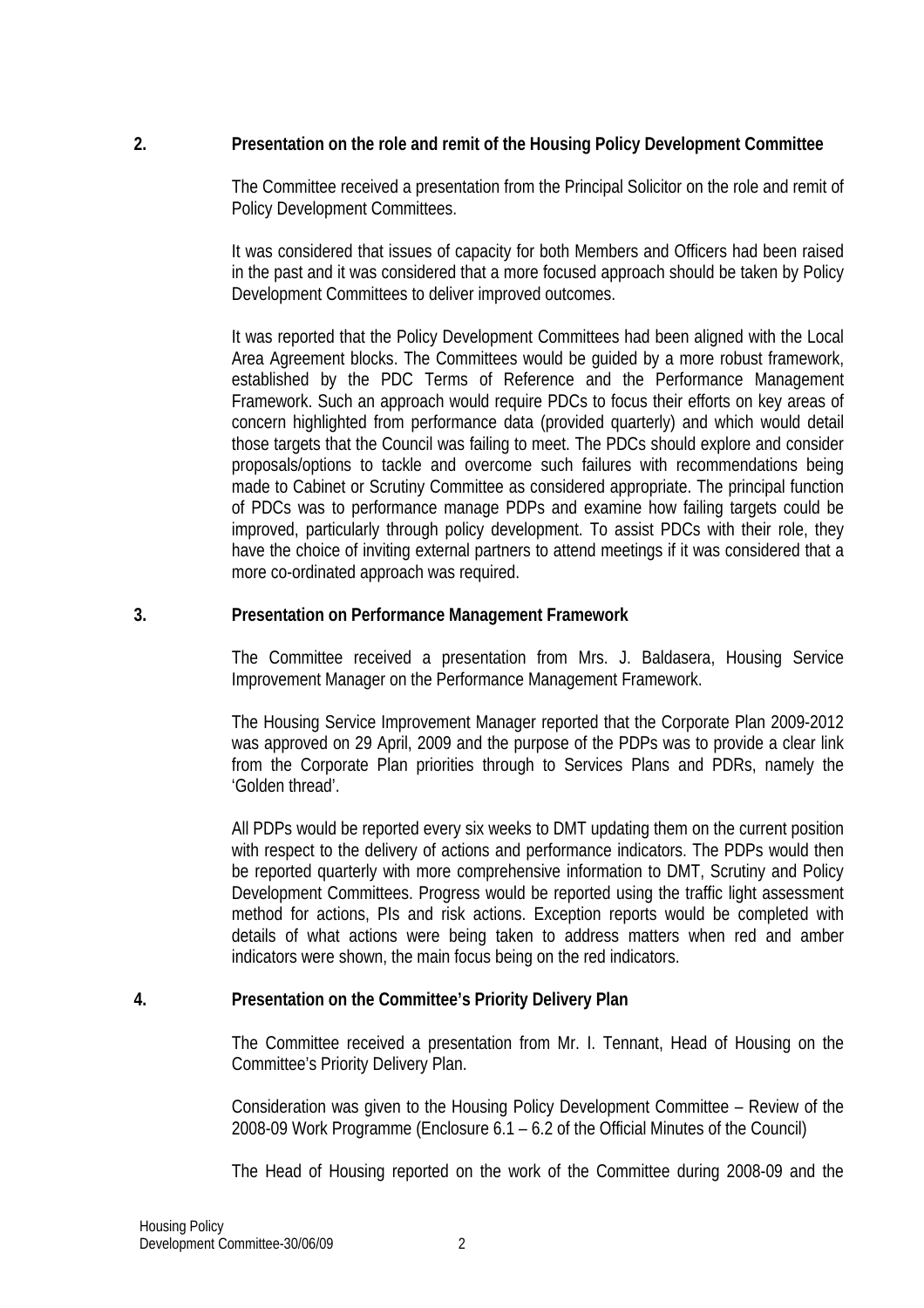## 2. Presentation on the role and remit of the Housing Policy Development Committee

The Committee received a presentation from the Principal Solicitor on the role and remit of Policy Development Committees.

It was considered that issues of capacity for both Members and Officers had been raised in the past and it was considered that a more focused approach should be taken by Policy Development Committees to deliver improved outcomes.

It was reported that the Policy Development Committees had been aligned with the Local Area Agreement blocks. The Committees would be guided by a more robust framework, established by the PDC Terms of Reference and the Performance Management Framework. Such an approach would require PDCs to focus their efforts on key areas of concern highlighted from performance data (provided quarterly) and which would detail those targets that the Council was failing to meet. The PDCs should explore and consider proposals/options to tackle and overcome such failures with recommendations being made to Cabinet or Scrutiny Committee as considered appropriate. The principal function of PDCs was to performance manage PDPs and examine how failing targets could be improved, particularly through policy development. To assist PDCs with their role, they have the choice of inviting external partners to attend meetings if it was considered that a more co-ordinated approach was required.

## 3. Presentation on Performance Management Framework

The Committee received a presentation from Mrs. J. Baldasera, Housing Service Improvement Manager on the Performance Management Framework.

The Housing Service Improvement Manager reported that the Corporate Plan 2009-2012 was approved on 29 April, 2009 and the purpose of the PDPs was to provide a clear link from the Corporate Plan priorities through to Services Plans and PDRs, namely the 'Golden thread'.

All PDPs would be reported every six weeks to DMT updating them on the current position with respect to the delivery of actions and performance indicators. The PDPs would then be reported quarterly with more comprehensive information to DMT, Scrutiny and Policy Development Committees. Progress would be reported using the traffic light assessment method for actions, PIs and risk actions. Exception reports would be completed with details of what actions were being taken to address matters when red and amber indicators were shown, the main focus being on the red indicators.

## 4. Presentation on the Committee's Priority Delivery Plan

The Committee received a presentation from Mr. I. Tennant, Head of Housing on the Committee's Priority Delivery Plan.

Consideration was given to the Housing Policy Development Committee – Review of the 2008-09 Work Programme (Enclosure 6.1 – 6.2 of the Official Minutes of the Council)

The Head of Housing reported on the work of the Committee during 2008-09 and the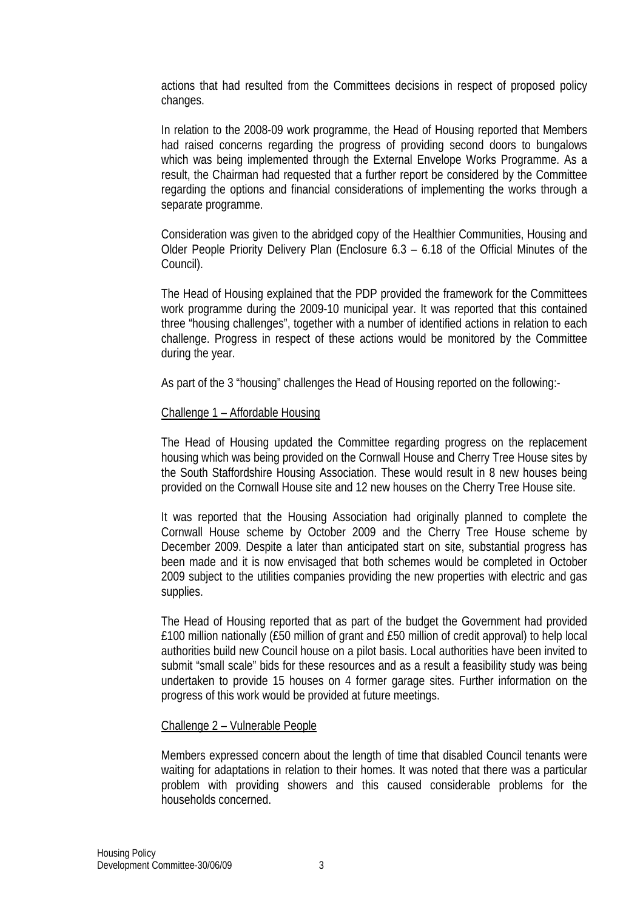actions that had resulted from the Committees decisions in respect of proposed policy changes.

In relation to the 2008-09 work programme, the Head of Housing reported that Members had raised concerns regarding the progress of providing second doors to bungalows which was being implemented through the External Envelope Works Programme. As a result, the Chairman had requested that a further report be considered by the Committee regarding the options and financial considerations of implementing the works through a separate programme.

Consideration was given to the abridged copy of the Healthier Communities, Housing and Older People Priority Delivery Plan (Enclosure 6.3 – 6.18 of the Official Minutes of the Council).

The Head of Housing explained that the PDP provided the framework for the Committees work programme during the 2009-10 municipal year. It was reported that this contained three "housing challenges", together with a number of identified actions in relation to each challenge. Progress in respect of these actions would be monitored by the Committee during the year.

As part of the 3 "housing" challenges the Head of Housing reported on the following:-

Challenge 1 – Affordable Housing

The Head of Housing updated the Committee regarding progress on the replacement housing which was being provided on the Cornwall House and Cherry Tree House sites by the South Staffordshire Housing Association. These would result in 8 new houses being provided on the Cornwall House site and 12 new houses on the Cherry Tree House site.

It was reported that the Housing Association had originally planned to complete the Cornwall House scheme by October 2009 and the Cherry Tree House scheme by December 2009. Despite a later than anticipated start on site, substantial progress has been made and it is now envisaged that both schemes would be completed in October 2009 subject to the utilities companies providing the new properties with electric and gas supplies.

The Head of Housing reported that as part of the budget the Government had provided £100 million nationally (£50 million of grant and £50 million of credit approval) to help local authorities build new Council house on a pilot basis. Local authorities have been invited to submit "small scale" bids for these resources and as a result a feasibility study was being undertaken to provide 15 houses on 4 former garage sites. Further information on the progress of this work would be provided at future meetings.

Challenge 2 – Vulnerable People

Members expressed concern about the length of time that disabled Council tenants were waiting for adaptations in relation to their homes. It was noted that there was a particular problem with providing showers and this caused considerable problems for the households concerned.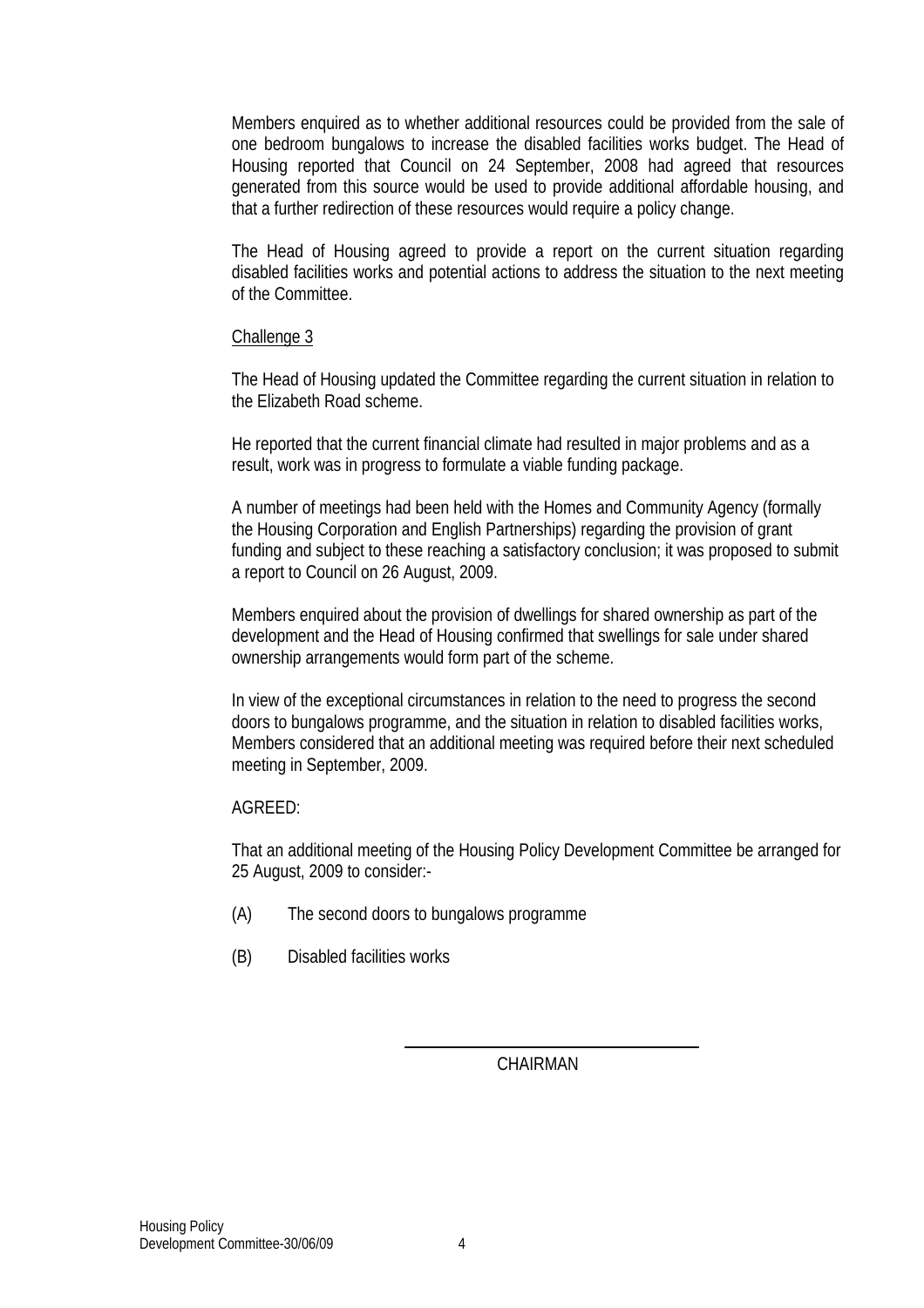Members enquired as to whether additional resources could be provided from the sale of one bedroom bungalows to increase the disabled facilities works budget. The Head of Housing reported that Council on 24 September, 2008 had agreed that resources generated from this source would be used to provide additional affordable housing, and that a further redirection of these resources would require a policy change.

The Head of Housing agreed to provide a report on the current situation regarding disabled facilities works and potential actions to address the situation to the next meeting of the Committee.

Challenge 3

The Head of Housing updated the Committee regarding the current situation in relation to the Elizabeth Road scheme.

He reported that the current financial climate had resulted in major problems and as a result, work was in progress to formulate a viable funding package.

A number of meetings had been held with the Homes and Community Agency (formally the Housing Corporation and English Partnerships) regarding the provision of grant funding and subject to these reaching a satisfactory conclusion; it was proposed to submit a report to Council on 26 August, 2009.

Members enquired about the provision of dwellings for shared ownership as part of the development and the Head of Housing confirmed that swellings for sale under shared ownership arrangements would form part of the scheme.

In view of the exceptional circumstances in relation to the need to progress the second doors to bungalows programme, and the situation in relation to disabled facilities works, Members considered that an additional meeting was required before their next scheduled meeting in September, 2009.

AGREED:

That an additional meeting of the Housing Policy Development Committee be arranged for 25 August, 2009 to consider:-

(A) The second doors to bungalows programme

(B) Disabled facilities works

CHAIRMAN